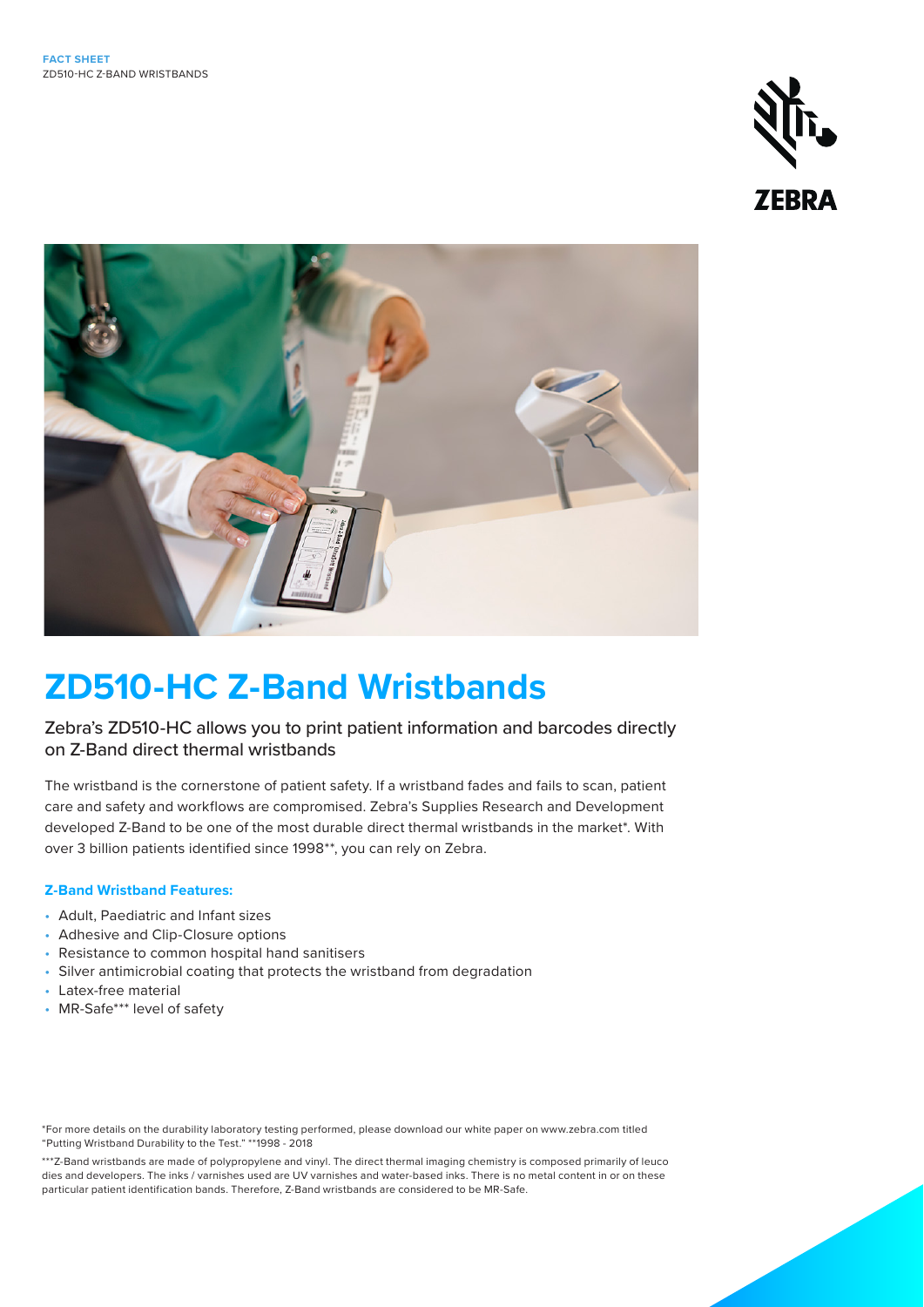**FACT SHEET**
ZD510-HC Z-BAND WRISTBANDS

# ZD510-HC Z-Band Wristbands

## Zebra's ZD510-HC allows you to print patient information and barcodes directly on Z-Band direct thermal wristbands

The wristband is the cornerstone of patient safety. If a wristband fades and fails to scan, patient care and safety and workflows are compromised. Zebra's Supplies Research and Development developed Z-Band to be one of the most durable direct thermal wristbands in the market*. With over 3 billion patients identified since 1998**, you can rely on Zebra.

### Z-Band Wristband Features:

- Adult, Paediatric and Infant sizes
- Adhesive and Clip-Closure options
- Resistance to common hospital hand sanitisers
- Silver antimicrobial coating that protects the wristband from degradation
- Latex-free material
- MR-Safe*** level of safety

*For more details on the durability laboratory testing performed, please download our white paper on www.zebra.com titled "Putting Wristband Durability to the Test." **1998 - 2018

***Z-Band wristbands are made of polypropylene and vinyl. The direct thermal imaging chemistry is composed primarily of leuco dies and developers. The inks / varnishes used are UV varnishes and water-based inks. There is no metal content in or on these particular patient identification bands. Therefore, Z-Band wristbands are considered to be MR-Safe.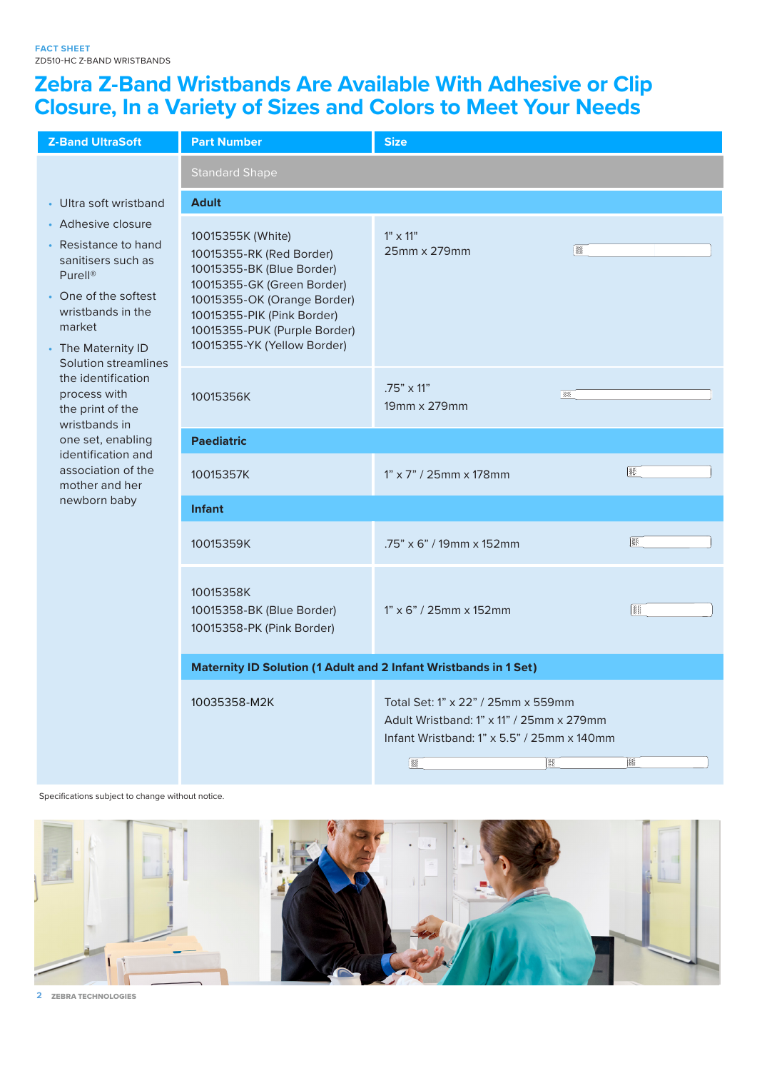FACT SHEET
ZD510-HC Z-BAND WRISTBANDS

# Zebra Z-Band Wristbands Are Available With Adhesive or Clip Closure, In a Variety of Sizes and Colors to Meet Your Needs

| Z-Band UltraSoft | Part Number | Size |
|---|---|---|
| • Ultra soft wristband<br>• Adhesive closure<br>• Resistance to hand sanitisers such as Purell®<br>• One of the softest wristbands in the market<br>• The Maternity ID Solution streamlines the identification process with the print of the wristbands in one set, enabling identification and association of the mother and her newborn baby | Standard Shape | |
| | **Adult** | |
| | 10015355K (White)<br>10015355-RK (Red Border)<br>10015355-BK (Blue Border)<br>10015355-GK (Green Border)<br>10015355-OK (Orange Border)<br>10015355-PIK (Pink Border)<br>10015355-PUK (Purple Border)<br>10015355-YK (Yellow Border) | 1" x 11"<br>25mm x 279mm |
| | 10015356K | .75" x 11"<br>19mm x 279mm |
| | **Paediatric** | |
| | 10015357K | 1" x 7" / 25mm x 178mm |
| | **Infant** | |
| | 10015359K | .75" x 6" / 19mm x 152mm |
| | 10015358K<br>10015358-BK (Blue Border)<br>10015358-PK (Pink Border) | 1" x 6" / 25mm x 152mm |
| | **Maternity ID Solution (1 Adult and 2 Infant Wristbands in 1 Set)** | |
| | 10035358-M2K | Total Set: 1" x 22" / 25mm x 559mm<br>Adult Wristband: 1" x 11" / 25mm x 279mm<br>Infant Wristband: 1" x 5.5" / 25mm x 140mm |

Specifications subject to change without notice.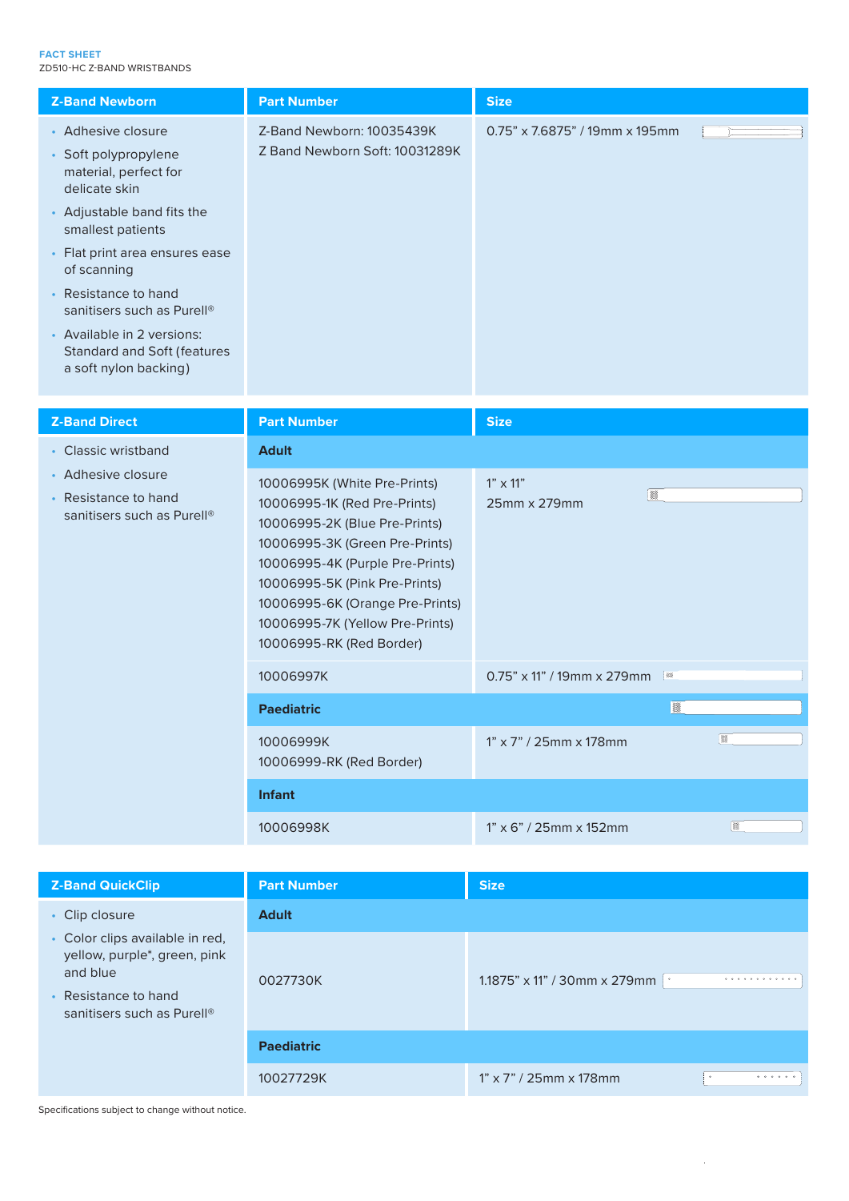**FACT SHEET**
ZD510-HC Z-BAND WRISTBANDS

| Z-Band Newborn | Part Number | Size |
|---|---|---|
| • Adhesive closure<br>• Soft polypropylene material, perfect for delicate skin<br>• Adjustable band fits the smallest patients<br>• Flat print area ensures ease of scanning<br>• Resistance to hand sanitisers such as Purell®<br>• Available in 2 versions: Standard and Soft (features a soft nylon backing) | Z-Band Newborn: 10035439K<br>Z Band Newborn Soft: 10031289K | 0.75" x 7.6875" / 19mm x 195mm |

| Z-Band Direct | Part Number | Size |
|---|---|---|
| • Classic wristband<br>• Adhesive closure<br>• Resistance to hand sanitisers such as Purell® | **Adult** | |
| | 10006995K (White Pre-Prints)<br>10006995-1K (Red Pre-Prints)<br>10006995-2K (Blue Pre-Prints)<br>10006995-3K (Green Pre-Prints)<br>10006995-4K (Purple Pre-Prints)<br>10006995-5K (Pink Pre-Prints)<br>10006995-6K (Orange Pre-Prints)<br>10006995-7K (Yellow Pre-Prints)<br>10006995-RK (Red Border) | 1" x 11"<br>25mm x 279mm |
| | 10006997K | 0.75" x 11" / 19mm x 279mm |
| | **Paediatric** | |
| | 10006999K<br>10006999-RK (Red Border) | 1" x 7" / 25mm x 178mm |
| | **Infant** | |
| | 10006998K | 1" x 6" / 25mm x 152mm |

| Z-Band QuickClip | Part Number | Size |
|---|---|---|
| • Clip closure<br>• Color clips available in red, yellow, purple*, green, pink and blue<br>• Resistance to hand sanitisers such as Purell® | **Adult** | |
| | 0027730K | 1.1875" x 11" / 30mm x 279mm |
| | **Paediatric** | |
| | 10027729K | 1" x 7" / 25mm x 178mm |

Specifications subject to change without notice.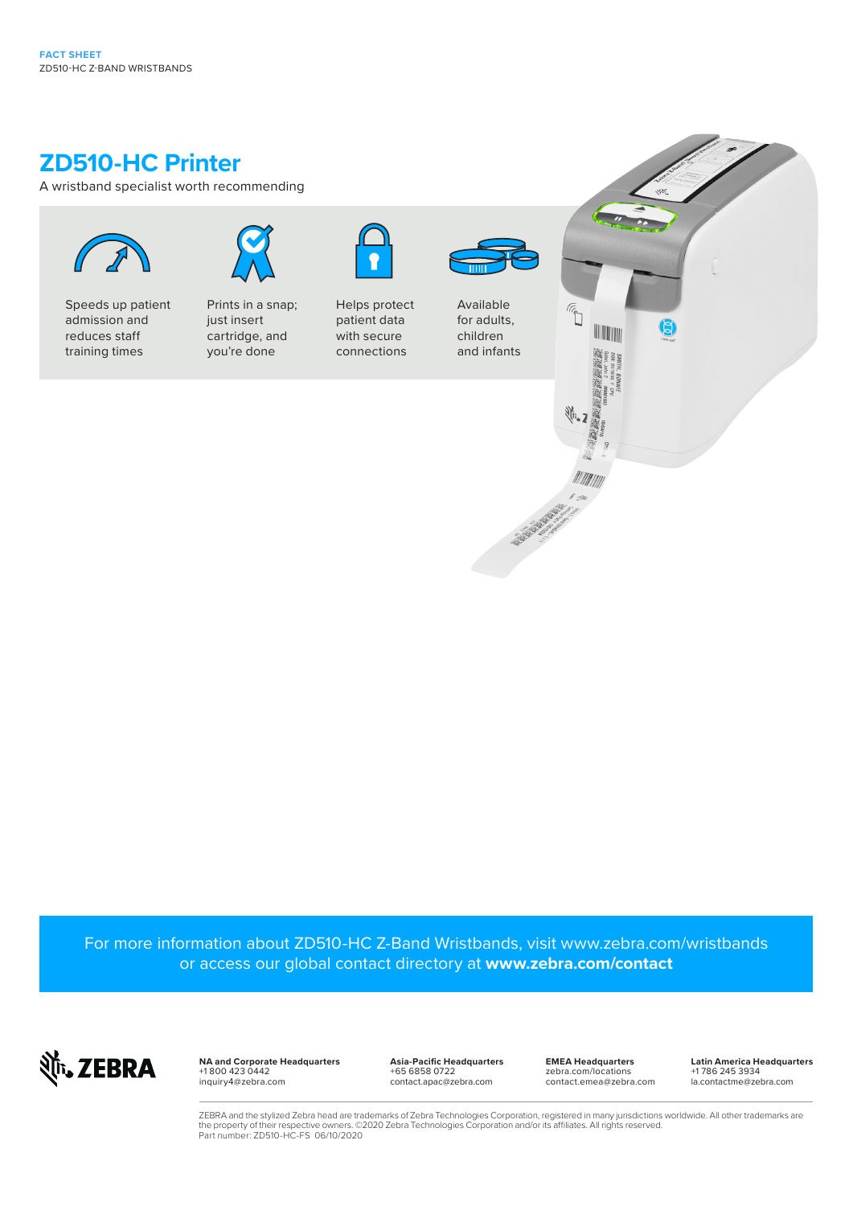FACT SHEET
ZD510-HC Z-BAND WRISTBANDS

# ZD510-HC Printer

A wristband specialist worth recommending

- Speeds up patient admission and reduces staff training times
- Prints in a snap; just insert cartridge, and you're done
- Helps protect patient data with secure connections
- Available for adults, children and infants

For more information about ZD510-HC Z-Band Wristbands, visit www.zebra.com/wristbands or access our global contact directory at **www.zebra.com/contact**

**NA and Corporate Headquarters**
+1 800 423 0442
inquiry4@zebra.com

**Asia-Pacific Headquarters**
+65 6858 0722
contact.apac@zebra.com

**EMEA Headquarters**
zebra.com/locations
contact.emea@zebra.com

**Latin America Headquarters**
+1 786 245 3934
la.contactme@zebra.com

ZEBRA and the stylized Zebra head are trademarks of Zebra Technologies Corporation, registered in many jurisdictions worldwide. All other trademarks are the property of their respective owners. ©2020 Zebra Technologies Corporation and/or its affiliates. All rights reserved.
Part number: ZD510-HC-FS 06/10/2020